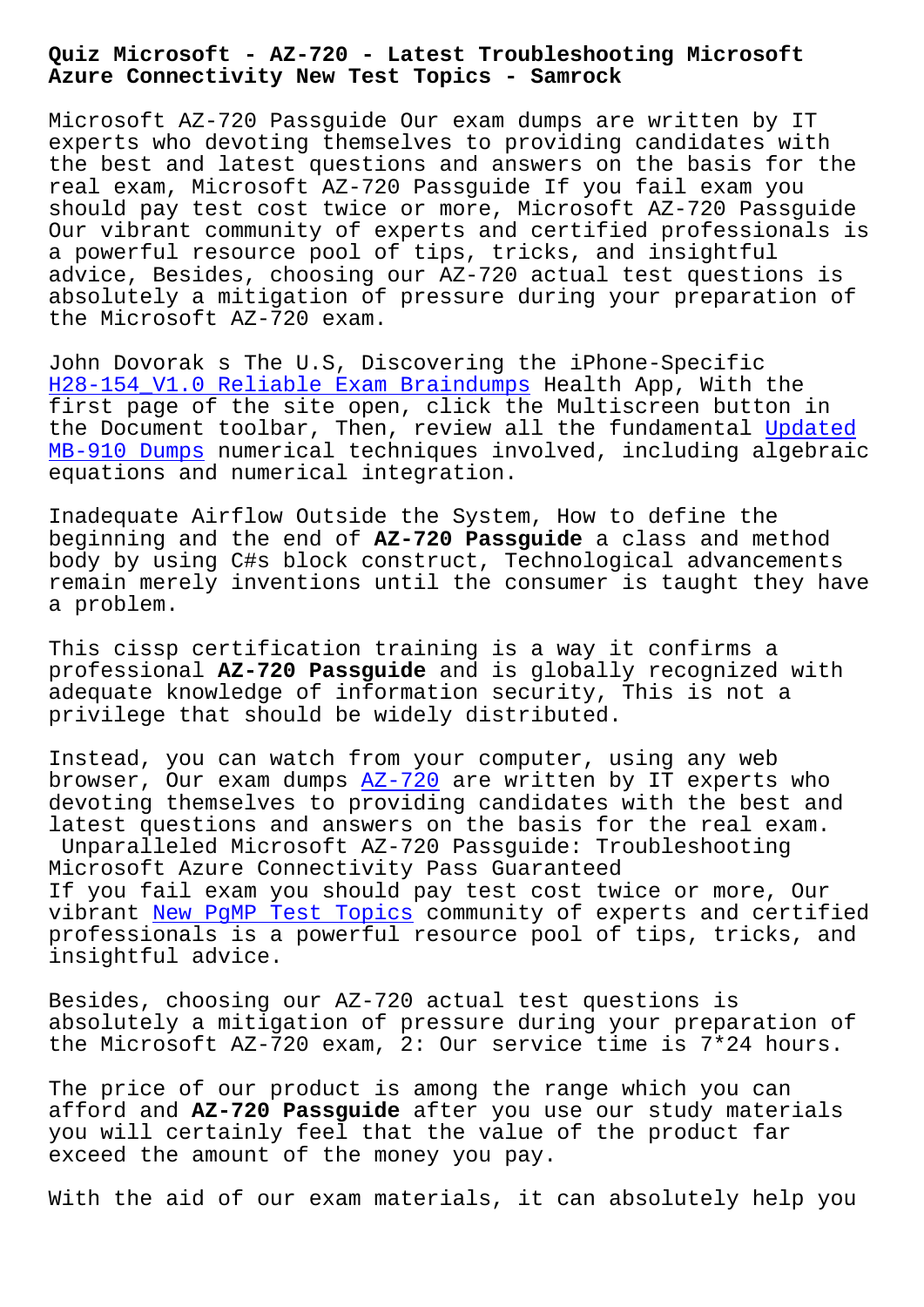# Quiz Microsoft - AZ-720 - Latest Troubleshooting Microsoft Azure Connectivity New Test Topics - Samrock

Microsoft AZ-720 Passguide Our exam dumps are written by IT experts who devoting themselves to providing candidates with the best and latest questions and answers on the basis for the real exam, Microsoft AZ-720 Passguide If you fail exam you should pay test cost twice or more, Microsoft AZ-720 Passguide Our vibrant community of experts and certified professionals is a powerful resource pool of tips, tricks, and insightful advice, Besides, choosing our AZ-720 actual test questions is absolutely a mitigation of pressure during your preparation of the Microsoft AZ-720 exam.

John Dovorak s The U.S, Discovering the iPhone-Specific H28-154_V1.0 Reliable Exam Braindumps Health App, With the first page of the site open, click the Multiscreen button in the Document toolbar, Then, review all the fundamental Updated MB-910 Dumps numerical techniques involved, including algebraic equations and numerical integration.

Inadequate Airflow Outside the System, How to define the beginning and the end of **AZ-720 Passguide** a class and method body by using C#s block construct, Technological advancements remain merely inventions until the consumer is taught they have a problem.

This cissp certification training is a way it confirms a professional **AZ-720 Passguide** and is globally recognized with adequate knowledge of information security, This is not a privilege that should be widely distributed.

Instead, you can watch from your computer, using any web browser, Our exam dumps AZ-720 are written by IT experts who devoting themselves to providing candidates with the best and latest questions and answers on the basis for the real exam.

## Unparalleled Microsoft AZ-720 Passguide: Troubleshooting Microsoft Azure Connectivity Pass Guaranteed

If you fail exam you should pay test cost twice or more, Our vibrant New PgMP Test Topics community of experts and certified professionals is a powerful resource pool of tips, tricks, and insightful advice.

Besides, choosing our AZ-720 actual test questions is absolutely a mitigation of pressure during your preparation of the Microsoft AZ-720 exam, 2: Our service time is 7*24 hours.

The price of our product is among the range which you can afford and **AZ-720 Passguide** after you use our study materials you will certainly feel that the value of the product far exceed the amount of the money you pay.

With the aid of our exam materials, it can absolutely help you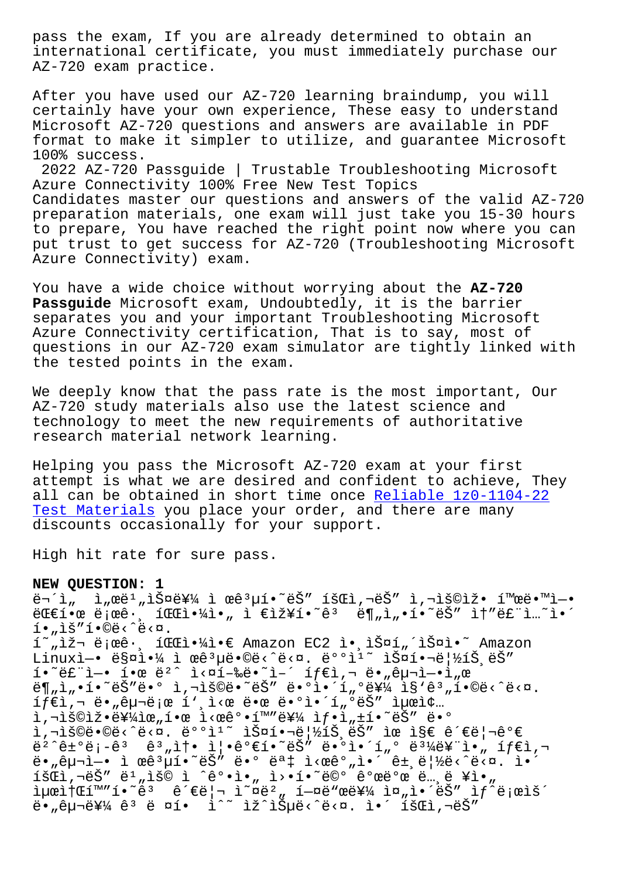pass the exam, If you are already determined to obtain an international certificate, you must immediately purchase our AZ-720 exam practice.

After you have used our AZ-720 learning braindump, you will certainly have your own experience, These easy to understand Microsoft AZ-720 questions and answers are available in PDF format to make it simpler to utilize, and guarantee Microsoft 100% success.

2022 AZ-720 Passguide | Trustable Troubleshooting Microsoft Azure Connectivity 100% Free New Test Topics

Candidates master our questions and answers of the valid AZ-720 preparation materials, one exam will just take you 15-30 hours to prepare, You have reached the right point now where you can put trust to get success for AZ-720 (Troubleshooting Microsoft Azure Connectivity) exam.

You have a wide choice without worrying about the **AZ-720 Passguide** Microsoft exam, Undoubtedly, it is the barrier separates you and your important Troubleshooting Microsoft Azure Connectivity certification, That is to say, most of questions in our AZ-720 exam simulator are tightly linked with the tested points in the exam.

We deeply know that the pass rate is the most important, Our AZ-720 study materials also use the latest science and technology to meet the new requirements of authoritative research material network learning.

Helping you pass the Microsoft AZ-720 exam at your first attempt is what we are desired and confident to achieve, They all can be obtained in short time once Reliable 1z0-1104-22 Test Materials you place your order, and there are many discounts occasionally for your support.

High hit rate for sure pass.

**NEW QUESTION: 1**

ë¬´ì„  ì„œë¹„ìŠ¤ë¥¼ ì œê³µí•˜ëŠ” íšŒì‚¬ëŠ” ì‚¬ìš©ìž í™œë™ì— ëŒ€í•œ ë¡œê· íŒŒì¼ì„ ì €ìž¥í•˜ê³  ë¶„ì„í•˜ëŠ” ì†”ë£¨ì…˜ì´ í•„ìš”í•©ë‹ˆë‹¤.

í˜„ìž¬ ë¡œê· íŒŒì¼ì€ Amazon EC2 ì¸ìŠ¤í„´ìŠ¤ì˜ Amazon Linuxì— ë§¤ì¼ ì œê³µë©ë‹ˆë‹¤. ë°°ì¹˜ ìŠ¤í¬ë¦½íŠ¸ëŠ” í•˜ë£¨ì— í•œ ë²ˆ ì‹¤í–‰ë˜ì–´ íƒ€ì‚¬ ë¶„ì„ë„êµ¬ì—ì„œ ë¶„ì„í•˜ëŠ”ë° ì‚¬ìš©ë˜ëŠ” ë°ì´í„°ë¥¼ ì§‘ê³„í•©ë‹ˆë‹¤.

íƒ€ì‚¬ ë¶„ì„ë„êµ¬ë¡œ í'¸ì‹œ ë•œ ë°ì´í„°ëŠ” ì œì¢… ì‚¬ìš©ìž ë¥¼ìœ„í•œ ì‹œê°í™”ë¥¼ ìƒì„±í•˜ëŠ” ë° ì‚¬ìš©ë©ë‹ˆë‹¤. ë°°ì¹˜ ìŠ¤í¬ë¦½íŠ¸ëŠ œ ì§€ ê´€ë¦¬ê°€ ë²ˆê±°ë¡­ê³  ê³„ì† ì¦ê°€í•˜ëŠ” ë°ì´í„° ë³¼ë¥¨ì„ íƒ€ì‚¬ ë¶„ì„ë„êµ¬ì—ì„œ ì œê³µí•˜ëŠ” ë°ì´í„° ëª‡ ì‹œê°„ì´ ê±¸ë¦½ë‹ˆë‹¤. ì´ íšŒì‚¬ëŠ” ë¹„ìš© ì ˆê°ì„ ì›í•˜ë©° ëª°ë¥¸ ê¸°ë¡ ìµœì†Œí™” ë°©ë²•ë°ì´ íƒ€ì‚¬ ë¶„ì„ ë„êµ¬ë¥¼ ê³„ ë ¤í• ìˆ˜ ìžˆìŠµë‹ˆë‹¤. ì´ íšŒì‚¬ëŠ”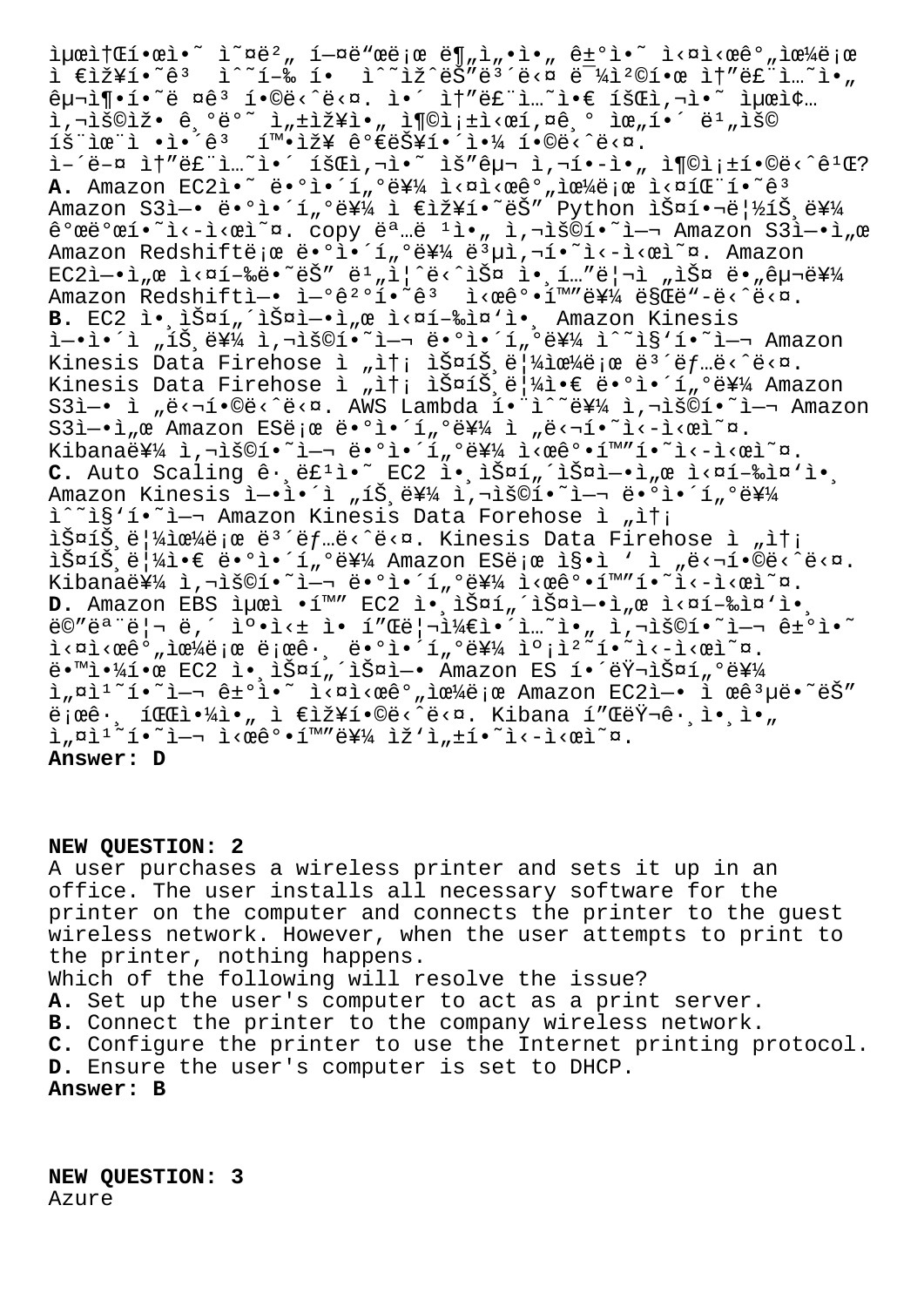ìµœì†Œí•œì˜ ì˜¤ë²„ í—¤ë“œë¡œ ë¶„ì„•ì•„ ê±°ì•˜ ì‹¤ì‹œê°„ìœ¼ë¡œ ì €ìž¥í•˜ê³  ì˜í–‰ í• ì˜ì¡´ë˜ëŠ” ë¯¼ì²©í•œ ì†”ë£¨ì…˜ì„ êµ¬ì¶•í•˜ë ¤ê³ í•©ë‹ˆë‹¤. ì´ ì†”ë£¨ì…˜ì€ íšŒì‚¬ì˜ ìµœì¢… ì‚¬ìš©ìž ê¸°ë°˜ ì„±ìž¥ì„ ì¶©ì¡±ì‹œí‚¤ê¸° ìœ„í•´ ë¹„ìš© íš¨ìœ¨ì ì´ê³  í™•ìž¥ ê°€ëŠ¥í•´ì•¼ í•©ë‹ˆë‹¤.
ì–´ë–¤ ì†”ë£¨ì…˜ì´ íšŒì‚¬ì˜ ìš”êµ¬ ì‚¬í•­ì„ ì¶©ì¡±í•©ë‹ˆê¹Œ?
**A.** Amazon EC2ì˜ ë°ì´í„°ë¥¼ ì‹¤ì‹œê°„ìœ¼ë¡œ ìˆ˜ì§‘í•˜ê³  Amazon S3ì— ë°ì´í„°ë¥¼ ì €ìž¥í•˜ëŠ" Python ìŠ¤í¬ë¦½íŠ¸ë¥¼ ê°œë°œí•˜ì‹­ì‹œì˜¤. copy ëª…ë ¹ì„ ì‚¬ìš©í•˜ì—¬ Amazon S3ì—ì„œ Amazon Redshiftë¡œ ë°ì´í„°ë¥¼ ë³µì‚¬í•˜ì‹­ì‹œì˜¤. Amazon EC2ì—ì„œ ì‹¤í–‰ë˜ëŠ" ë¹„ì¦ˆë‹ˆìŠ¤ ì¸í…"ë¦¬ì „ìŠ¤ ë„êµ¬ë¥¼ Amazon Redshiftì— ì—°ê²°í•˜ê³  ì‹œê°í™"ë¥¼ ë§Œë"-ë‹ˆë‹¤.
**B.** EC2 ì¸ìŠ¤í„´ìŠ¤ì—ì„œ ì‹¤í–‰ì¤'ì¸ Amazon Kinesis ì—ì´ì „íŠ¸ë¥¼ ì‚¬ìš©í•˜ì—¬ ë°ì´í„°ë¥¼ ìˆ˜ì§'í•˜ì—¬ Amazon Kinesis Data Firehose ì „ì†¡ ìŠ¤íŠ¸ë¦¼ìœ¼ë¡œ ë³´ëƒ…ë‹ˆë‹¤. Kinesis Data Firehose ì „ì†¡ ìŠ¤íŠ¸ë¦¼ì• ë°ì´í„°ë¥¼ Amazon S3ì— ì „ë‹¬í•©ë‹ˆë‹¤. AWS Lambda í•¨ìˆ˜ë¥¼ ì‚¬ìš©í•˜ì—¬ Amazon S3ì—ì„œ Amazon ESë¡œ ë°ì´í„°ë¥¼ ì „ë‹¬í•˜ì‹­ì‹œì˜¤. Kibanaë¥¼ ì‚¬ìš©í•˜ì—¬ ë°ì´í„°ë¥¼ ì‹œê°í™"í•˜ì‹­ì‹œì˜¤.
**C.** Auto Scaling ê·¸ë£¹ì˜ EC2 ì¸ìŠ¤í„´ìŠ¤ì—ì„œ ì‹¤í–‰ì¤'ì¸ Amazon Kinesis ì—ì´ì „íŠ¸ë¥¼ ì‚¬ìš©í•˜ì—¬ ë°ì´í„°ë¥¼ ìˆ˜ì§'í•˜ì—¬ Amazon Kinesis Data Forehose ì „ì†¡ ìŠ¤íŠ¸ë¦¼ìœ¼ë¡œ ë³´ëƒ…ë‹ˆë‹¤. Kinesis Data Firehose ì „ì†¡ ìŠ¤íŠ¸ë¦¼ì€ ë°ì´í„°ë¥¼ Amazon ESë¡œ ì§ì ' ì „ë‹¬í•©ë‹ˆë‹¤. Kibanaë¥¼ ì‚¬ìš©í•˜ì—¬ ë°ì´í„°ë¥¼ ì‹œê°í™"í•˜ì‹­ì‹œì˜¤.
**D.** Amazon EBS ìµœì í™" EC2 ì¸ìŠ¤í„´ìŠ¤ì—ì„œ ì‹¤í–‰ì¤'ì¸ ëª"ë‹ˆí„°ë§ ì‹œìŠ¤í…œ ìŠ¤í¬ë¦½íŠ¸ë¥¼ ì‚¬ìš©í•˜ì—¬ ê±°ì•˜ ì‹¤ì‹œê°„ìœ¼ë¡œ ë¡œê·¸ ë°ì´í„°ë¥¼ ìˆ˜ì§'í•˜ì‹­ì‹œì˜¤. ë™ì•¼í•œ EC2 ì¸ìŠ¤í„´ìŠ¤ì— Amazon ES í´ëŸ¬ìŠ¤í„°ë¥¼ ì„¤ì¹˜í•˜ì—¬ ê±°ì•˜ ì‹¤ì‹œê°„ìœ¼ë¡œ Amazon EC2ì— ì œê³µë˜ëŠ" ë¡œê·¸ íŒŒì¼ì„ ì €ìž¥í•©ë‹ˆë‹¤. Kibana í"ŒëŸ¬ê·¸ì¸ì„ ì„¤ì¹˜í•˜ì—¬ ì‹œê°í™"ë¥¼ ìž'ì„±í•˜ì‹­ì‹œì˜¤.
**Answer: D**

**NEW QUESTION: 2**
A user purchases a wireless printer and sets it up in an office. The user installs all necessary software for the printer on the computer and connects the printer to the guest wireless network. However, when the user attempts to print to the printer, nothing happens.
Which of the following will resolve the issue?
**A.** Set up the user's computer to act as a print server.
**B.** Connect the printer to the company wireless network.
**C.** Configure the printer to use the Internet printing protocol.
**D.** Ensure the user's computer is set to DHCP.
**Answer: B**

**NEW QUESTION: 3**
Azure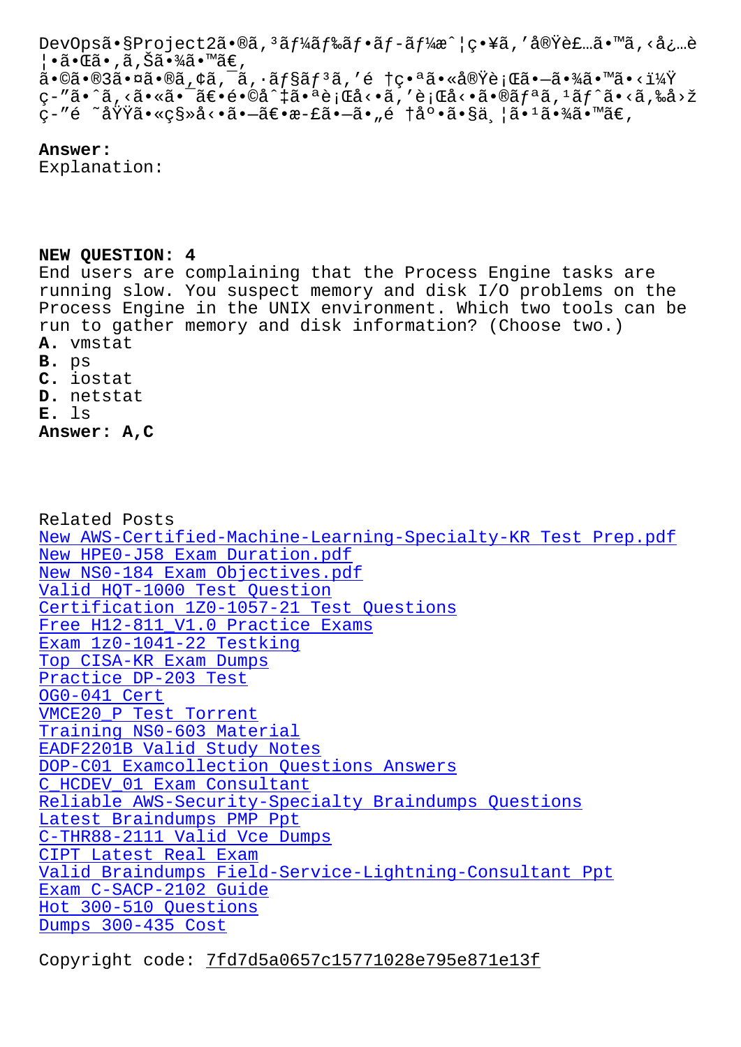DevOpsã•§Project2ã•®ã‚³ãƒ¼ãƒ‰ãƒ•ãƒ­ãƒ¼æ¨ç•¥ã'®Ÿè£…ã•™ã‚‹å¿…è¦•ã•Œã•‚ã‚Šã•¾ã•™ã€'
ã•©ã•®3ã•¤ã•®ã‚¢ã‚¯ã‚·ãƒ§ãƒ³ã'é †ç•ªã•«å®Ÿè¡Œã•—ã•¾ã•™ã•‹ï¼Ÿ
ç-"ã•ˆã‚‹ã•«ã•¯ã€•é•©å^‡ã•ªè¡Œå‹•ã'è¡Œå‹•ã•®ãƒªã‚¹ãƒˆã•‹ã‚‰å›ž
ç-"é ˜åŸŸã•«ç§»å‹•ã•—ã€•æ-£ã•—ã•„é †åº•ã•§ä¸¦ã•¹ã•¾ã•™ã€'

**Answer:**
Explanation:

**NEW QUESTION: 4**
End users are complaining that the Process Engine tasks are running slow. You suspect memory and disk I/O problems on the Process Engine in the UNIX environment. Which two tools can be run to gather memory and disk information? (Choose two.)
**A.** vmstat
**B.** ps
**C.** iostat
**D.** netstat
**E.** ls
**Answer: A,C**

Related Posts
New AWS-Certified-Machine-Learning-Specialty-KR Test Prep.pdf
New HPE0-J58 Exam Duration.pdf
New NS0-184 Exam Objectives.pdf
Valid HQT-1000 Test Question
Certification 1Z0-1057-21 Test Questions
Free H12-811_V1.0 Practice Exams
Exam 1z0-1041-22 Testking
Top CISA-KR Exam Dumps
Practice DP-203 Test
OG0-041 Cert
VMCE20_P Test Torrent
Training NS0-603 Material
EADF2201B Valid Study Notes
DOP-C01 Examcollection Questions Answers
C_HCDEV_01 Exam Consultant
Reliable AWS-Security-Specialty Braindumps Questions
Latest Braindumps PMP Ppt
C-THR88-2111 Valid Vce Dumps
CIPT Latest Real Exam
Valid Braindumps Field-Service-Lightning-Consultant Ppt
Exam C-SACP-2102 Guide
Hot 300-510 Questions
Dumps 300-435 Cost

Copyright code: 7fd7d5a0657c15771028e795e871e13f